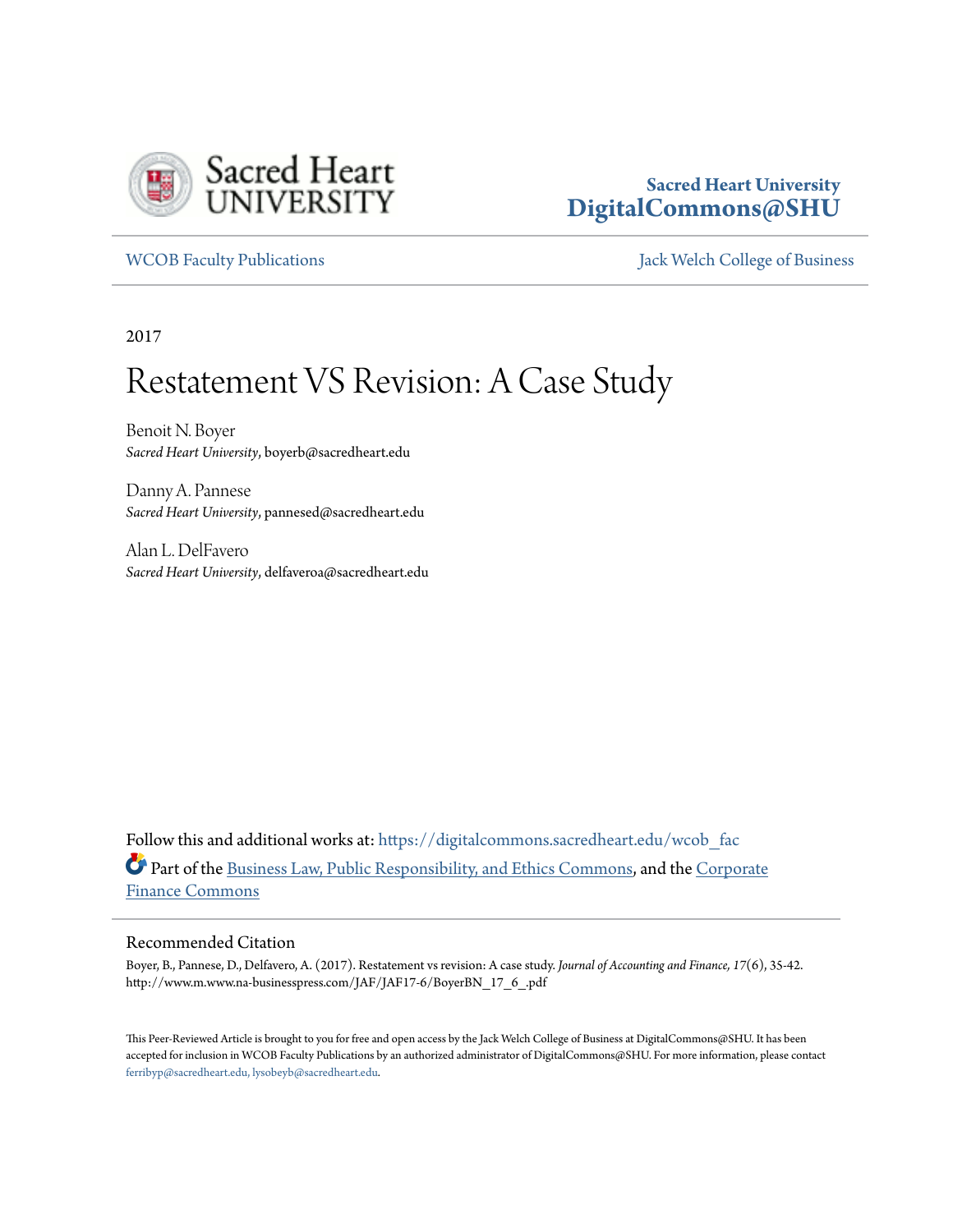Sacred Heart University
DigitalCommons@SHU

WCOB Faculty Publications | Jack Welch College of Business

2017

# Restatement VS Revision: A Case Study

Benoit N. Boyer
*Sacred Heart University*, boyerb@sacredheart.edu

Danny A. Pannese
*Sacred Heart University*, pannesed@sacredheart.edu

Alan L. DelFavero
*Sacred Heart University*, delfaveroa@sacredheart.edu

Follow this and additional works at: https://digitalcommons.sacredheart.edu/wcob_fac

Part of the Business Law, Public Responsibility, and Ethics Commons, and the Corporate Finance Commons

## Recommended Citation

Boyer, B., Pannese, D., Delfavero, A. (2017). Restatement vs revision: A case study. *Journal of Accounting and Finance, 17*(6), 35-42. http://www.m.www.na-businesspress.com/JAF/JAF17-6/BoyerBN_17_6_.pdf

This Peer-Reviewed Article is brought to you for free and open access by the Jack Welch College of Business at DigitalCommons@SHU. It has been accepted for inclusion in WCOB Faculty Publications by an authorized administrator of DigitalCommons@SHU. For more information, please contact ferribyp@sacredheart.edu, lysobeyb@sacredheart.edu.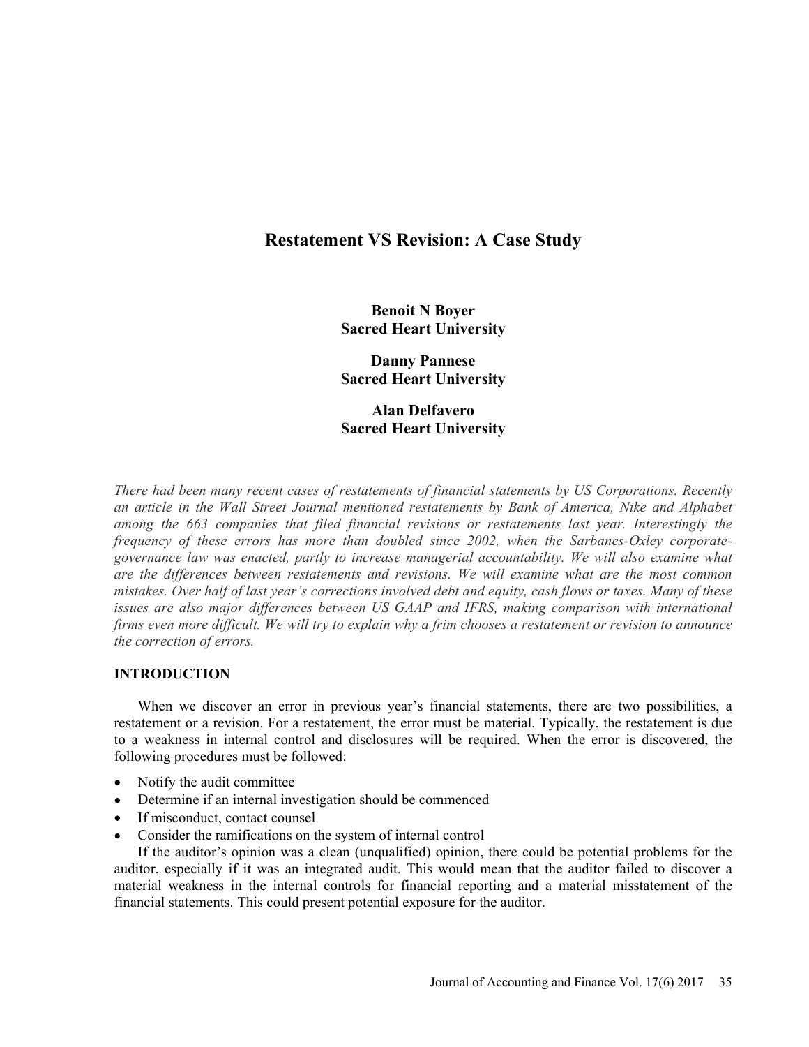# Restatement VS Revision: A Case Study

**Benoit N Boyer**
**Sacred Heart University**

**Danny Pannese**
**Sacred Heart University**

**Alan Delfavero**
**Sacred Heart University**

*There had been many recent cases of restatements of financial statements by US Corporations. Recently an article in the Wall Street Journal mentioned restatements by Bank of America, Nike and Alphabet among the 663 companies that filed financial revisions or restatements last year. Interestingly the frequency of these errors has more than doubled since 2002, when the Sarbanes-Oxley corporate-governance law was enacted, partly to increase managerial accountability. We will also examine what are the differences between restatements and revisions. We will examine what are the most common mistakes. Over half of last year's corrections involved debt and equity, cash flows or taxes. Many of these issues are also major differences between US GAAP and IFRS, making comparison with international firms even more difficult. We will try to explain why a frim chooses a restatement or revision to announce the correction of errors.*

## INTRODUCTION

When we discover an error in previous year's financial statements, there are two possibilities, a restatement or a revision. For a restatement, the error must be material. Typically, the restatement is due to a weakness in internal control and disclosures will be required. When the error is discovered, the following procedures must be followed:

- Notify the audit committee
- Determine if an internal investigation should be commenced
- If misconduct, contact counsel
- Consider the ramifications on the system of internal control

If the auditor's opinion was a clean (unqualified) opinion, there could be potential problems for the auditor, especially if it was an integrated audit. This would mean that the auditor failed to discover a material weakness in the internal controls for financial reporting and a material misstatement of the financial statements. This could present potential exposure for the auditor.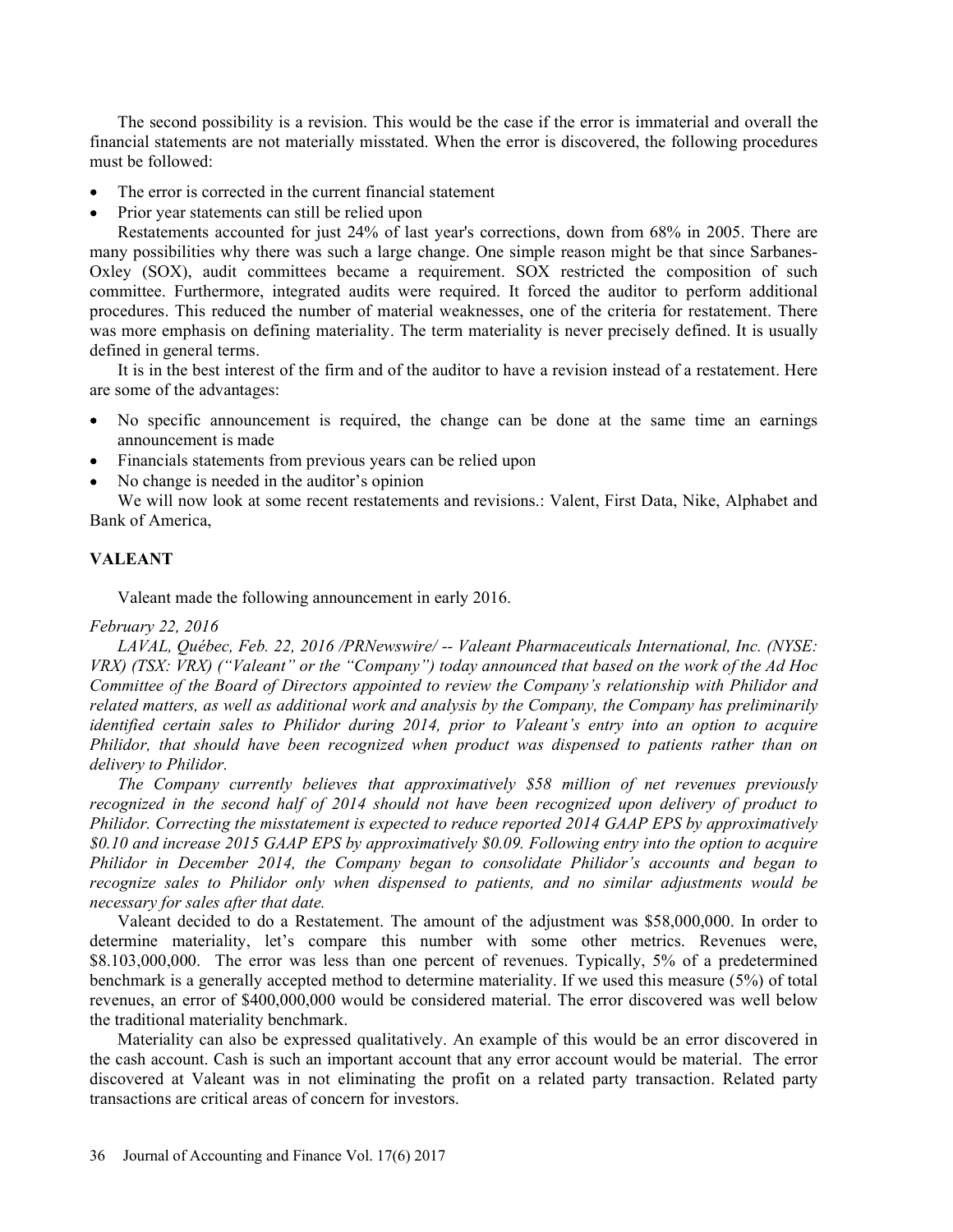The second possibility is a revision. This would be the case if the error is immaterial and overall the financial statements are not materially misstated. When the error is discovered, the following procedures must be followed:

- The error is corrected in the current financial statement
- Prior year statements can still be relied upon

Restatements accounted for just 24% of last year's corrections, down from 68% in 2005. There are many possibilities why there was such a large change. One simple reason might be that since Sarbanes-Oxley (SOX), audit committees became a requirement. SOX restricted the composition of such committee. Furthermore, integrated audits were required. It forced the auditor to perform additional procedures. This reduced the number of material weaknesses, one of the criteria for restatement. There was more emphasis on defining materiality. The term materiality is never precisely defined. It is usually defined in general terms.

It is in the best interest of the firm and of the auditor to have a revision instead of a restatement. Here are some of the advantages:

- No specific announcement is required, the change can be done at the same time an earnings announcement is made
- Financials statements from previous years can be relied upon
- No change is needed in the auditor's opinion

We will now look at some recent restatements and revisions.: Valent, First Data, Nike, Alphabet and Bank of America,

## VALEANT

Valeant made the following announcement in early 2016.

*February 22, 2016*

*LAVAL, Québec, Feb. 22, 2016 /PRNewswire/ -- Valeant Pharmaceuticals International, Inc. (NYSE: VRX) (TSX: VRX) ("Valeant" or the "Company") today announced that based on the work of the Ad Hoc Committee of the Board of Directors appointed to review the Company's relationship with Philidor and related matters, as well as additional work and analysis by the Company, the Company has preliminarily identified certain sales to Philidor during 2014, prior to Valeant's entry into an option to acquire Philidor, that should have been recognized when product was dispensed to patients rather than on delivery to Philidor.*

*The Company currently believes that approximately $58 million of net revenues previously recognized in the second half of 2014 should not have been recognized upon delivery of product to Philidor. Correcting the misstatement is expected to reduce reported 2014 GAAP EPS by approximatively $0.10 and increase 2015 GAAP EPS by approximatively $0.09. Following entry into the option to acquire Philidor in December 2014, the Company began to consolidate Philidor's accounts and began to recognize sales to Philidor only when dispensed to patients, and no similar adjustments would be necessary for sales after that date.*

Valeant decided to do a Restatement. The amount of the adjustment was $58,000,000. In order to determine materiality, let's compare this number with some other metrics. Revenues were, $8.103,000,000. The error was less than one percent of revenues. Typically, 5% of a predetermined benchmark is a generally accepted method to determine materiality. If we used this measure (5%) of total revenues, an error of $400,000,000 would be considered material. The error discovered was well below the traditional materiality benchmark.

Materiality can also be expressed qualitatively. An example of this would be an error discovered in the cash account. Cash is such an important account that any error account would be material. The error discovered at Valeant was in not eliminating the profit on a related party transaction. Related party transactions are critical areas of concern for investors.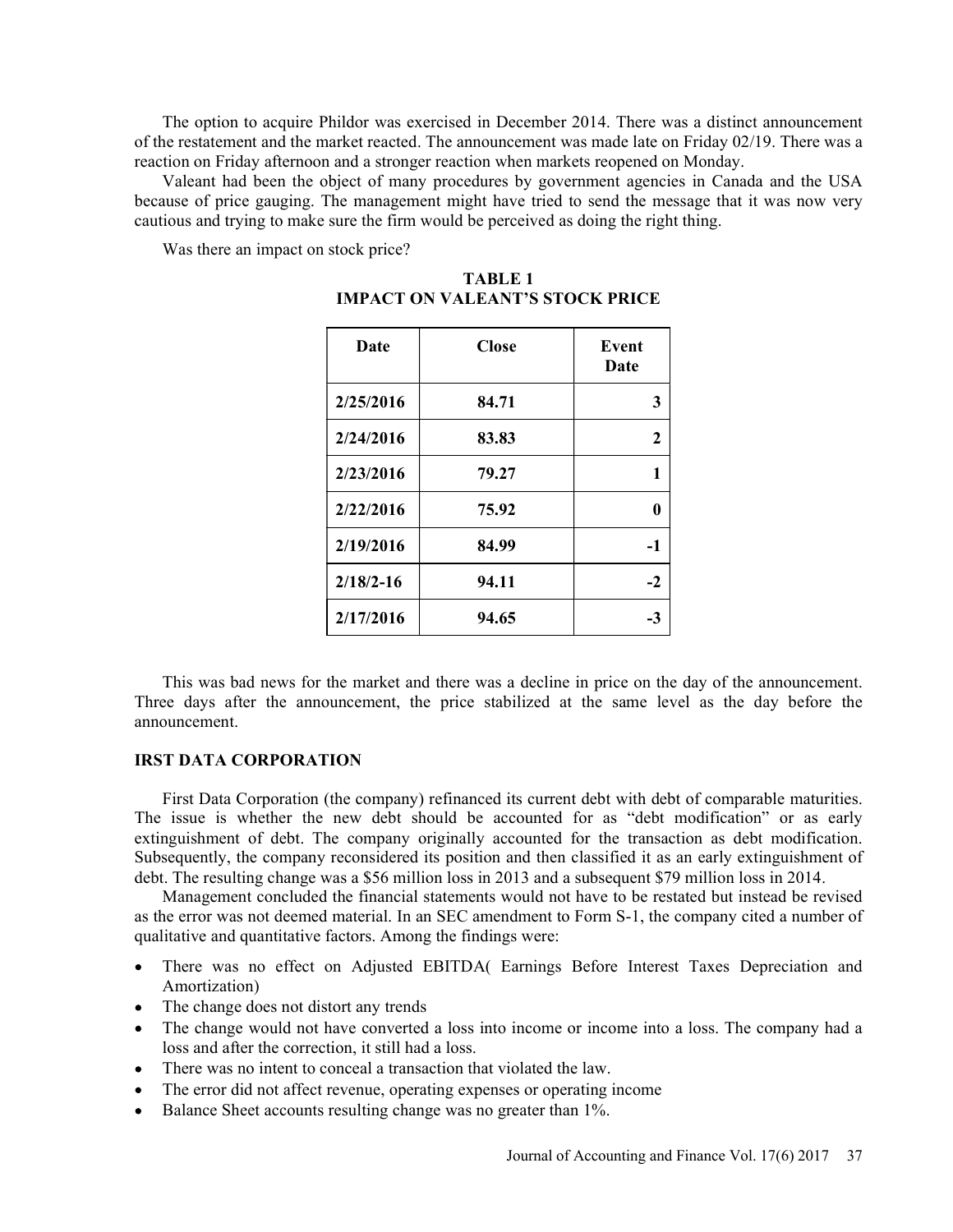The option to acquire Phildor was exercised in December 2014. There was a distinct announcement of the restatement and the market reacted. The announcement was made late on Friday 02/19. There was a reaction on Friday afternoon and a stronger reaction when markets reopened on Monday.

Valeant had been the object of many procedures by government agencies in Canada and the USA because of price gauging. The management might have tried to send the message that it was now very cautious and trying to make sure the firm would be perceived as doing the right thing.

Was there an impact on stock price?

**TABLE 1**
**IMPACT ON VALEANT'S STOCK PRICE**

| Date | Close | Event Date |
|---|---|---|
| 2/25/2016 | 84.71 | 3 |
| 2/24/2016 | 83.83 | 2 |
| 2/23/2016 | 79.27 | 1 |
| 2/22/2016 | 75.92 | 0 |
| 2/19/2016 | 84.99 | -1 |
| 2/18/2-16 | 94.11 | -2 |
| 2/17/2016 | 94.65 | -3 |

This was bad news for the market and there was a decline in price on the day of the announcement. Three days after the announcement, the price stabilized at the same level as the day before the announcement.

## IRST DATA CORPORATION

First Data Corporation (the company) refinanced its current debt with debt of comparable maturities. The issue is whether the new debt should be accounted for as "debt modification" or as early extinguishment of debt. The company originally accounted for the transaction as debt modification. Subsequently, the company reconsidered its position and then classified it as an early extinguishment of debt. The resulting change was a $56 million loss in 2013 and a subsequent $79 million loss in 2014.

Management concluded the financial statements would not have to be restated but instead be revised as the error was not deemed material. In an SEC amendment to Form S-1, the company cited a number of qualitative and quantitative factors. Among the findings were:

- There was no effect on Adjusted EBITDA( Earnings Before Interest Taxes Depreciation and Amortization)
- The change does not distort any trends
- The change would not have converted a loss into income or income into a loss. The company had a loss and after the correction, it still had a loss.
- There was no intent to conceal a transaction that violated the law.
- The error did not affect revenue, operating expenses or operating income
- Balance Sheet accounts resulting change was no greater than 1%.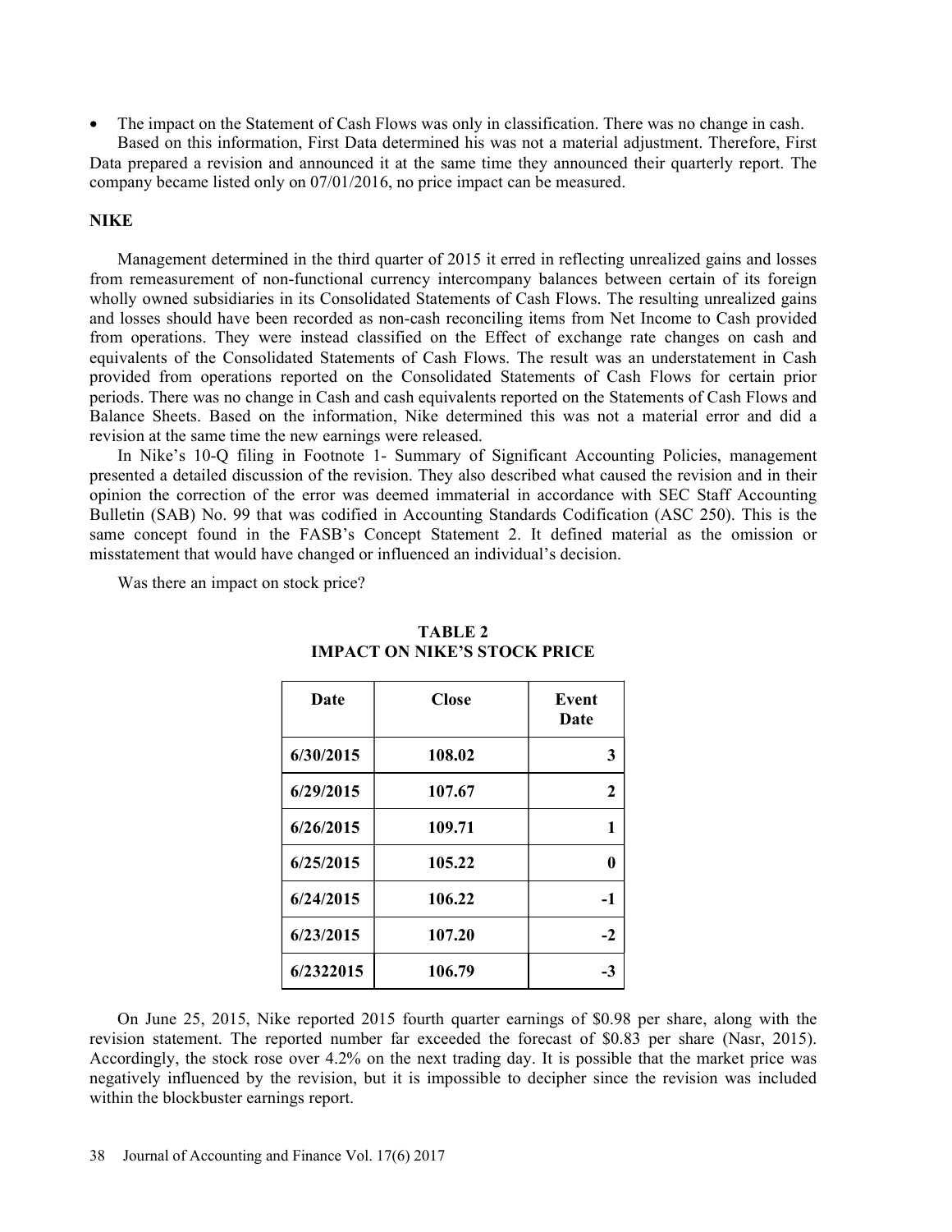- The impact on the Statement of Cash Flows was only in classification. There was no change in cash.

Based on this information, First Data determined his was not a material adjustment. Therefore, First Data prepared a revision and announced it at the same time they announced their quarterly report. The company became listed only on 07/01/2016, no price impact can be measured.

## NIKE

Management determined in the third quarter of 2015 it erred in reflecting unrealized gains and losses from remeasurement of non-functional currency intercompany balances between certain of its foreign wholly owned subsidiaries in its Consolidated Statements of Cash Flows. The resulting unrealized gains and losses should have been recorded as non-cash reconciling items from Net Income to Cash provided from operations. They were instead classified on the Effect of exchange rate changes on cash and equivalents of the Consolidated Statements of Cash Flows. The result was an understatement in Cash provided from operations reported on the Consolidated Statements of Cash Flows for certain prior periods. There was no change in Cash and cash equivalents reported on the Statements of Cash Flows and Balance Sheets. Based on the information, Nike determined this was not a material error and did a revision at the same time the new earnings were released.

In Nike's 10-Q filing in Footnote 1- Summary of Significant Accounting Policies, management presented a detailed discussion of the revision. They also described what caused the revision and in their opinion the correction of the error was deemed immaterial in accordance with SEC Staff Accounting Bulletin (SAB) No. 99 that was codified in Accounting Standards Codification (ASC 250). This is the same concept found in the FASB's Concept Statement 2. It defined material as the omission or misstatement that would have changed or influenced an individual's decision.

Was there an impact on stock price?

**TABLE 2**
**IMPACT ON NIKE'S STOCK PRICE**

| Date | Close | Event Date |
|---|---|---|
| 6/30/2015 | 108.02 | 3 |
| 6/29/2015 | 107.67 | 2 |
| 6/26/2015 | 109.71 | 1 |
| 6/25/2015 | 105.22 | 0 |
| 6/24/2015 | 106.22 | -1 |
| 6/23/2015 | 107.20 | -2 |
| 6/2322015 | 106.79 | -3 |

On June 25, 2015, Nike reported 2015 fourth quarter earnings of $0.98 per share, along with the revision statement. The reported number far exceeded the forecast of $0.83 per share (Nasr, 2015). Accordingly, the stock rose over 4.2% on the next trading day. It is possible that the market price was negatively influenced by the revision, but it is impossible to decipher since the revision was included within the blockbuster earnings report.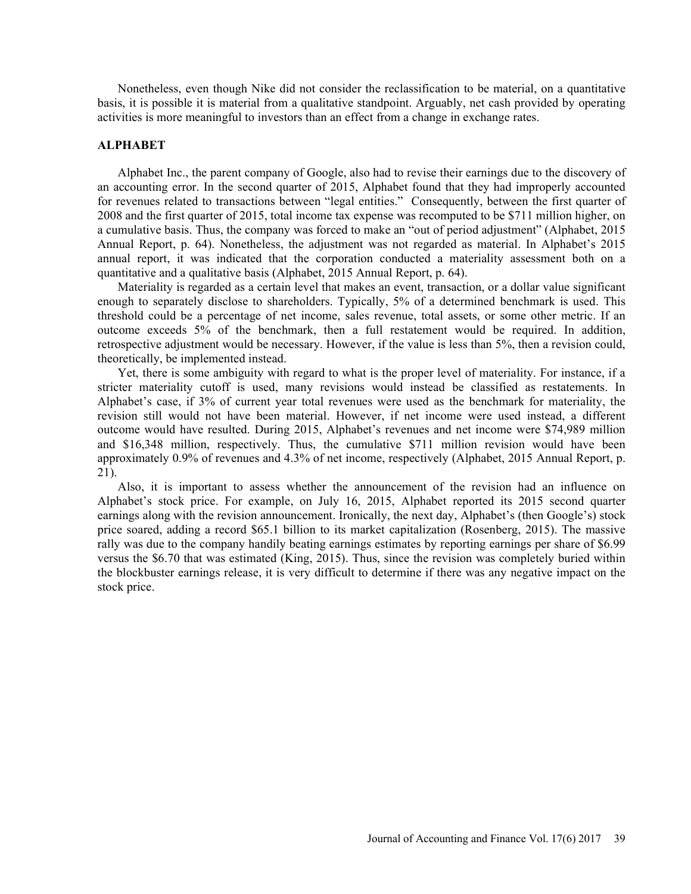Nonetheless, even though Nike did not consider the reclassification to be material, on a quantitative basis, it is possible it is material from a qualitative standpoint. Arguably, net cash provided by operating activities is more meaningful to investors than an effect from a change in exchange rates.

## ALPHABET

Alphabet Inc., the parent company of Google, also had to revise their earnings due to the discovery of an accounting error. In the second quarter of 2015, Alphabet found that they had improperly accounted for revenues related to transactions between "legal entities." Consequently, between the first quarter of 2008 and the first quarter of 2015, total income tax expense was recomputed to be $711 million higher, on a cumulative basis. Thus, the company was forced to make an "out of period adjustment" (Alphabet, 2015 Annual Report, p. 64). Nonetheless, the adjustment was not regarded as material. In Alphabet's 2015 annual report, it was indicated that the corporation conducted a materiality assessment both on a quantitative and a qualitative basis (Alphabet, 2015 Annual Report, p. 64).

Materiality is regarded as a certain level that makes an event, transaction, or a dollar value significant enough to separately disclose to shareholders. Typically, 5% of a determined benchmark is used. This threshold could be a percentage of net income, sales revenue, total assets, or some other metric. If an outcome exceeds 5% of the benchmark, then a full restatement would be required. In addition, retrospective adjustment would be necessary. However, if the value is less than 5%, then a revision could, theoretically, be implemented instead.

Yet, there is some ambiguity with regard to what is the proper level of materiality. For instance, if a stricter materiality cutoff is used, many revisions would instead be classified as restatements. In Alphabet's case, if 3% of current year total revenues were used as the benchmark for materiality, the revision still would not have been material. However, if net income were used instead, a different outcome would have resulted. During 2015, Alphabet's revenues and net income were $74,989 million and $16,348 million, respectively. Thus, the cumulative $711 million revision would have been approximately 0.9% of revenues and 4.3% of net income, respectively (Alphabet, 2015 Annual Report, p. 21).

Also, it is important to assess whether the announcement of the revision had an influence on Alphabet's stock price. For example, on July 16, 2015, Alphabet reported its 2015 second quarter earnings along with the revision announcement. Ironically, the next day, Alphabet's (then Google's) stock price soared, adding a record $65.1 billion to its market capitalization (Rosenberg, 2015). The massive rally was due to the company handily beating earnings estimates by reporting earnings per share of $6.99 versus the $6.70 that was estimated (King, 2015). Thus, since the revision was completely buried within the blockbuster earnings release, it is very difficult to determine if there was any negative impact on the stock price.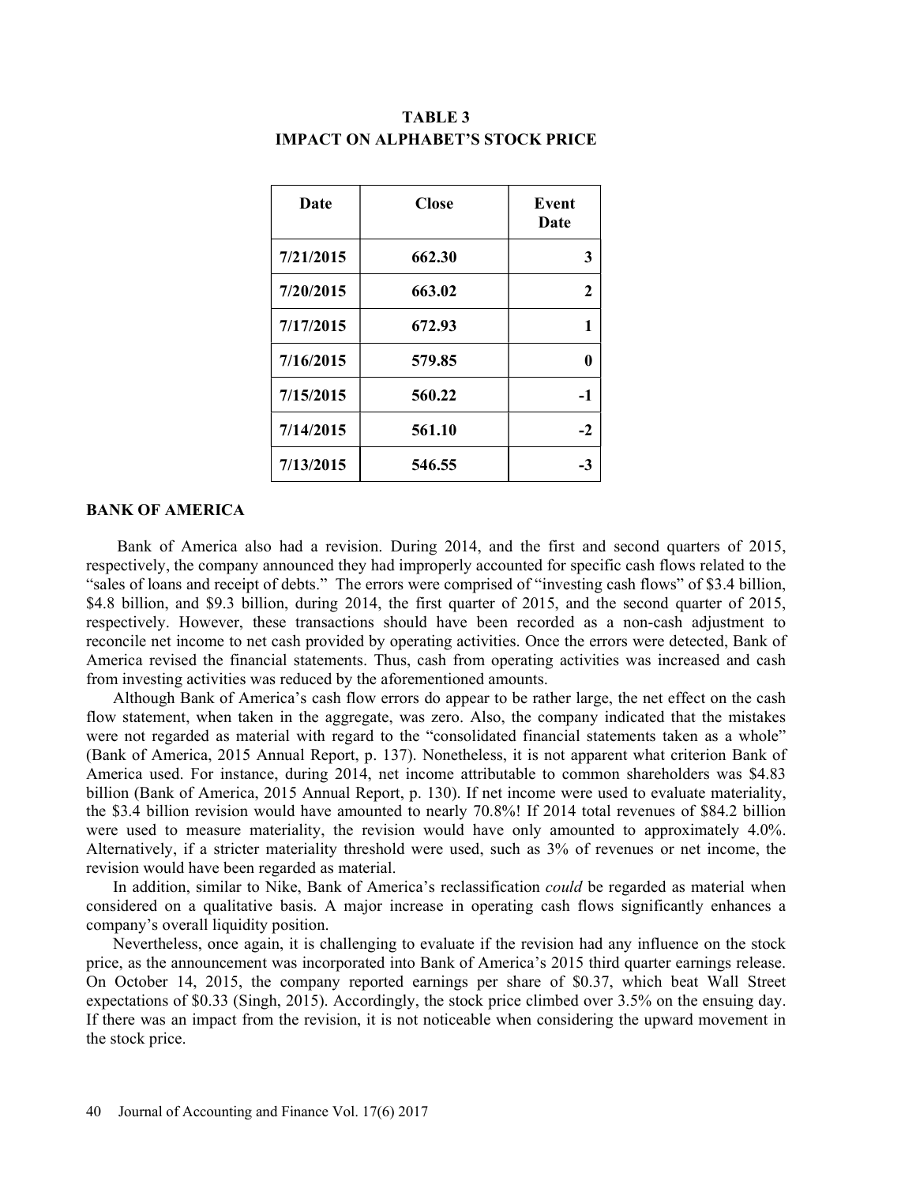**TABLE 3**
**IMPACT ON ALPHABET'S STOCK PRICE**

| Date | Close | Event Date |
|---|---|---|
| 7/21/2015 | 662.30 | 3 |
| 7/20/2015 | 663.02 | 2 |
| 7/17/2015 | 672.93 | 1 |
| 7/16/2015 | 579.85 | 0 |
| 7/15/2015 | 560.22 | -1 |
| 7/14/2015 | 561.10 | -2 |
| 7/13/2015 | 546.55 | -3 |

## BANK OF AMERICA

Bank of America also had a revision. During 2014, and the first and second quarters of 2015, respectively, the company announced they had improperly accounted for specific cash flows related to the "sales of loans and receipt of debts." The errors were comprised of "investing cash flows" of $3.4 billion, $4.8 billion, and $9.3 billion, during 2014, the first quarter of 2015, and the second quarter of 2015, respectively. However, these transactions should have been recorded as a non-cash adjustment to reconcile net income to net cash provided by operating activities. Once the errors were detected, Bank of America revised the financial statements. Thus, cash from operating activities was increased and cash from investing activities was reduced by the aforementioned amounts.

Although Bank of America's cash flow errors do appear to be rather large, the net effect on the cash flow statement, when taken in the aggregate, was zero. Also, the company indicated that the mistakes were not regarded as material with regard to the "consolidated financial statements taken as a whole" (Bank of America, 2015 Annual Report, p. 137). Nonetheless, it is not apparent what criterion Bank of America used. For instance, during 2014, net income attributable to common shareholders was $4.83 billion (Bank of America, 2015 Annual Report, p. 130). If net income were used to evaluate materiality, the $3.4 billion revision would have amounted to nearly 70.8%! If 2014 total revenues of $84.2 billion were used to measure materiality, the revision would have only amounted to approximately 4.0%. Alternatively, if a stricter materiality threshold were used, such as 3% of revenues or net income, the revision would have been regarded as material.

In addition, similar to Nike, Bank of America's reclassification *could* be regarded as material when considered on a qualitative basis. A major increase in operating cash flows significantly enhances a company's overall liquidity position.

Nevertheless, once again, it is challenging to evaluate if the revision had any influence on the stock price, as the announcement was incorporated into Bank of America's 2015 third quarter earnings release. On October 14, 2015, the company reported earnings per share of $0.37, which beat Wall Street expectations of $0.33 (Singh, 2015). Accordingly, the stock price climbed over 3.5% on the ensuing day. If there was an impact from the revision, it is not noticeable when considering the upward movement in the stock price.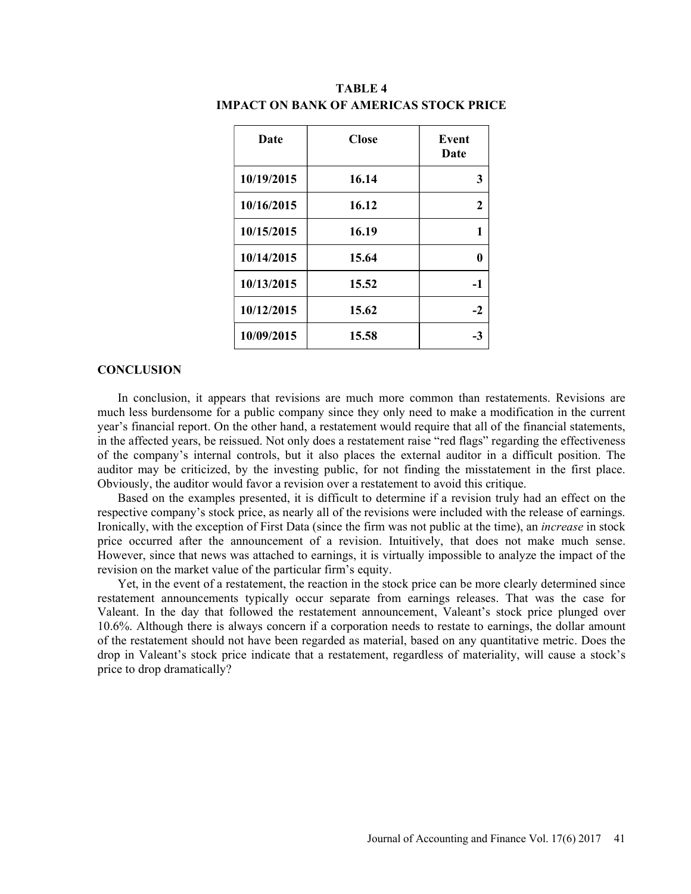**TABLE 4**
**IMPACT ON BANK OF AMERICAS STOCK PRICE**

| Date | Close | Event Date |
|---|---|---|
| 10/19/2015 | 16.14 | 3 |
| 10/16/2015 | 16.12 | 2 |
| 10/15/2015 | 16.19 | 1 |
| 10/14/2015 | 15.64 | 0 |
| 10/13/2015 | 15.52 | -1 |
| 10/12/2015 | 15.62 | -2 |
| 10/09/2015 | 15.58 | -3 |

## CONCLUSION

In conclusion, it appears that revisions are much more common than restatements. Revisions are much less burdensome for a public company since they only need to make a modification in the current year's financial report. On the other hand, a restatement would require that all of the financial statements, in the affected years, be reissued. Not only does a restatement raise "red flags" regarding the effectiveness of the company's internal controls, but it also places the external auditor in a difficult position. The auditor may be criticized, by the investing public, for not finding the misstatement in the first place. Obviously, the auditor would favor a revision over a restatement to avoid this critique.

Based on the examples presented, it is difficult to determine if a revision truly had an effect on the respective company's stock price, as nearly all of the revisions were included with the release of earnings. Ironically, with the exception of First Data (since the firm was not public at the time), an *increase* in stock price occurred after the announcement of a revision. Intuitively, that does not make much sense. However, since that news was attached to earnings, it is virtually impossible to analyze the impact of the revision on the market value of the particular firm's equity.

Yet, in the event of a restatement, the reaction in the stock price can be more clearly determined since restatement announcements typically occur separate from earnings releases. That was the case for Valeant. In the day that followed the restatement announcement, Valeant's stock price plunged over 10.6%. Although there is always concern if a corporation needs to restate to earnings, the dollar amount of the restatement should not have been regarded as material, based on any quantitative metric. Does the drop in Valeant's stock price indicate that a restatement, regardless of materiality, will cause a stock's price to drop dramatically?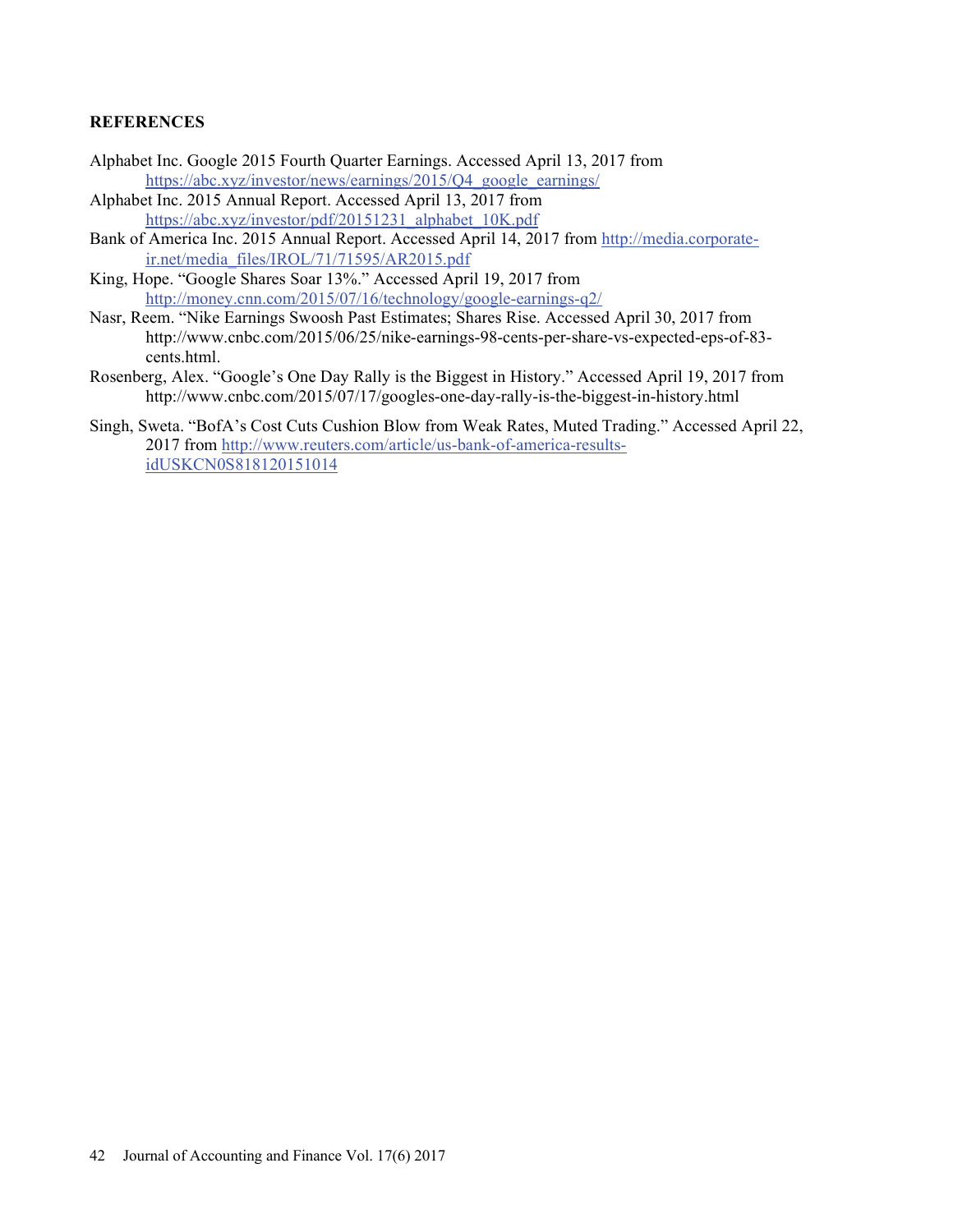**REFERENCES**

Alphabet Inc. Google 2015 Fourth Quarter Earnings. Accessed April 13, 2017 from https://abc.xyz/investor/news/earnings/2015/Q4_google_earnings/

Alphabet Inc. 2015 Annual Report. Accessed April 13, 2017 from https://abc.xyz/investor/pdf/20151231_alphabet_10K.pdf

Bank of America Inc. 2015 Annual Report. Accessed April 14, 2017 from http://media.corporate-ir.net/media_files/IROL/71/71595/AR2015.pdf

King, Hope. "Google Shares Soar 13%." Accessed April 19, 2017 from http://money.cnn.com/2015/07/16/technology/google-earnings-q2/

Nasr, Reem. "Nike Earnings Swoosh Past Estimates; Shares Rise. Accessed April 30, 2017 from http://www.cnbc.com/2015/06/25/nike-earnings-98-cents-per-share-vs-expected-eps-of-83-cents.html.

Rosenberg, Alex. "Google's One Day Rally is the Biggest in History." Accessed April 19, 2017 from http://www.cnbc.com/2015/07/17/googles-one-day-rally-is-the-biggest-in-history.html

Singh, Sweta. "BofA's Cost Cuts Cushion Blow from Weak Rates, Muted Trading." Accessed April 22, 2017 from http://www.reuters.com/article/us-bank-of-america-results-idUSKCN0S818120151014